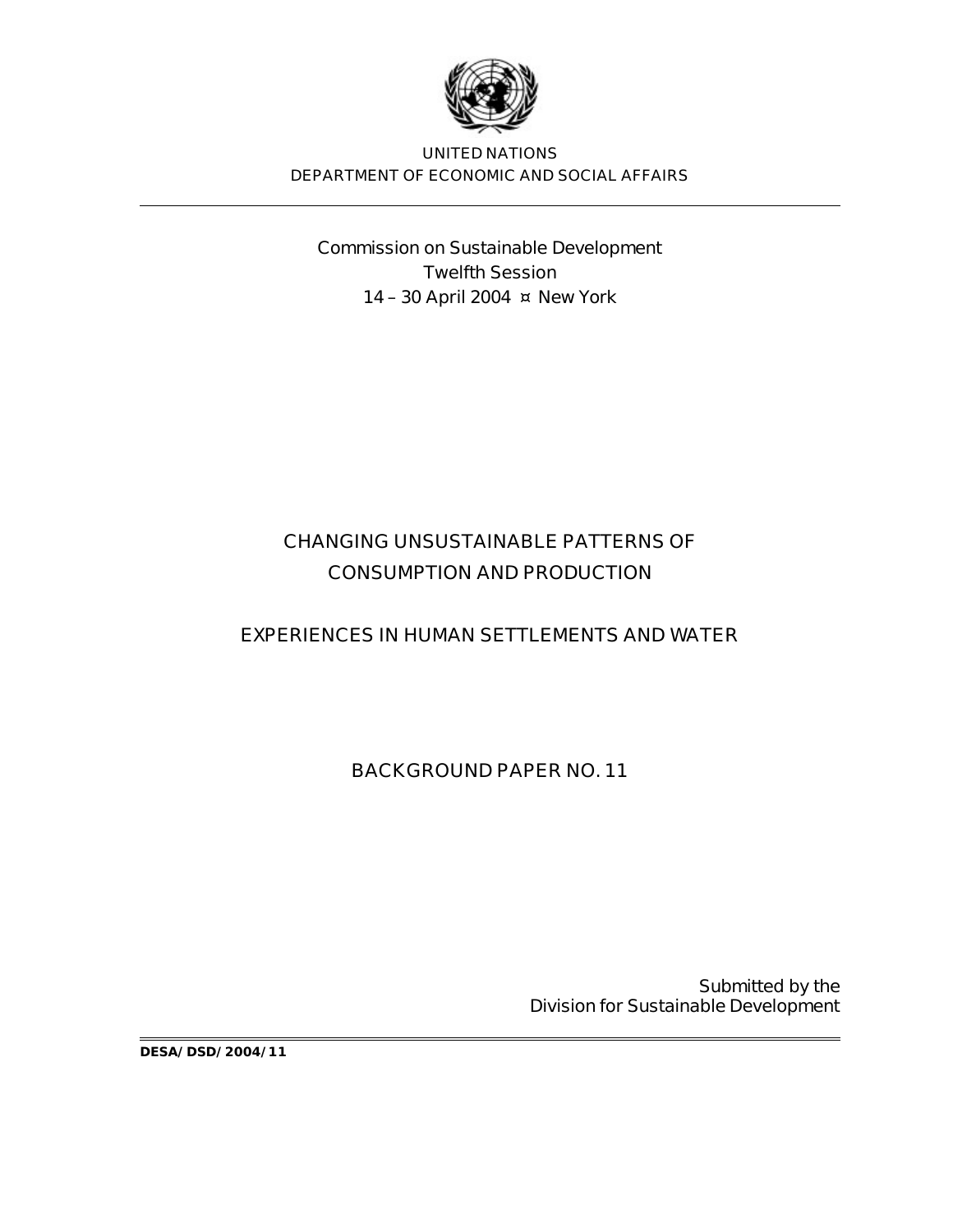UNITED NATIONS
DEPARTMENT OF ECONOMIC AND SOCIAL AFFAIRS

---

Commission on Sustainable Development
Twelfth Session
14 – 30 April 2004 ¤ New York

# CHANGING UNSUSTAINABLE PATTERNS OF CONSUMPTION AND PRODUCTION

## EXPERIENCES IN HUMAN SETTLEMENTS AND WATER

## BACKGROUND PAPER NO. 11

Submitted by the
Division for Sustainable Development

---

**DESA/DSD/2004/11**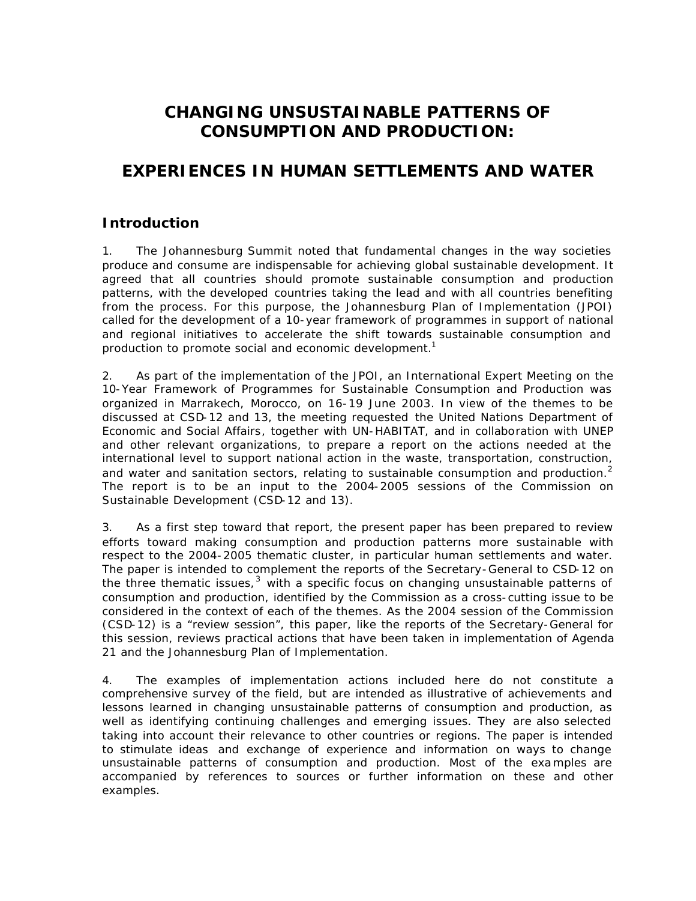# CHANGING UNSUSTAINABLE PATTERNS OF CONSUMPTION AND PRODUCTION:

# EXPERIENCES IN HUMAN SETTLEMENTS AND WATER

## Introduction

1. The Johannesburg Summit noted that fundamental changes in the way societies produce and consume are indispensable for achieving global sustainable development. It agreed that all countries should promote sustainable consumption and production patterns, with the developed countries taking the lead and with all countries benefiting from the process. For this purpose, the Johannesburg Plan of Implementation (JPOI) called for the development of a 10-year framework of programmes in support of national and regional initiatives to accelerate the shift towards sustainable consumption and production to promote social and economic development.[1]

2. As part of the implementation of the JPOI, an International Expert Meeting on the 10-Year Framework of Programmes for Sustainable Consumption and Production was organized in Marrakech, Morocco, on 16-19 June 2003. In view of the themes to be discussed at CSD-12 and 13, the meeting requested the United Nations Department of Economic and Social Affairs, together with UN-HABITAT, and in collaboration with UNEP and other relevant organizations, to prepare a report on the actions needed at the international level to support national action in the waste, transportation, construction, and water and sanitation sectors, relating to sustainable consumption and production.[2] The report is to be an input to the 2004-2005 sessions of the Commission on Sustainable Development (CSD-12 and 13).

3. As a first step toward that report, the present paper has been prepared to review efforts toward making consumption and production patterns more sustainable with respect to the 2004-2005 thematic cluster, in particular human settlements and water. The paper is intended to complement the reports of the Secretary-General to CSD-12 on the three thematic issues,[3] with a specific focus on changing unsustainable patterns of consumption and production, identified by the Commission as a cross-cutting issue to be considered in the context of each of the themes. As the 2004 session of the Commission (CSD-12) is a "review session", this paper, like the reports of the Secretary-General for this session, reviews practical actions that have been taken in implementation of Agenda 21 and the Johannesburg Plan of Implementation.

4. The examples of implementation actions included here do not constitute a comprehensive survey of the field, but are intended as illustrative of achievements and lessons learned in changing unsustainable patterns of consumption and production, as well as identifying continuing challenges and emerging issues. They are also selected taking into account their relevance to other countries or regions. The paper is intended to stimulate ideas and exchange of experience and information on ways to change unsustainable patterns of consumption and production. Most of the examples are accompanied by references to sources or further information on these and other examples.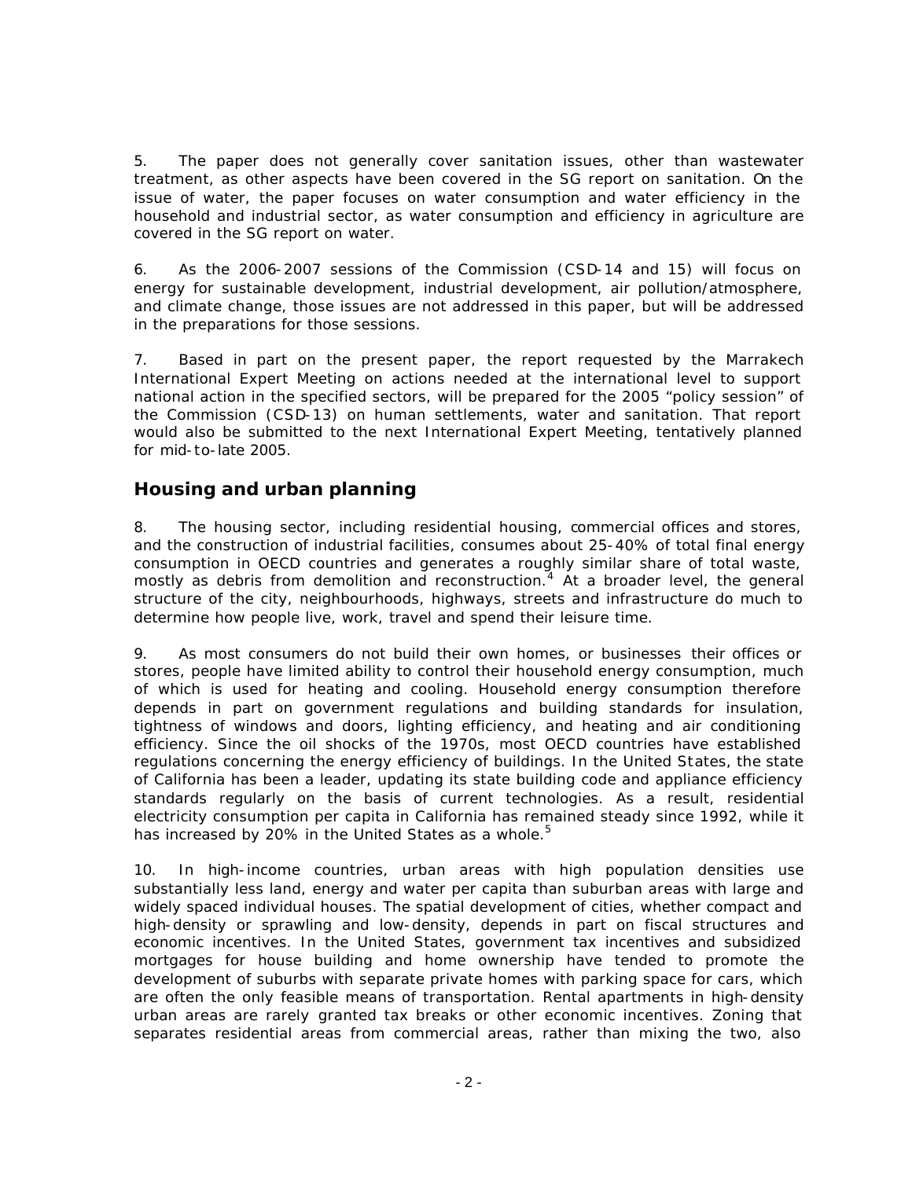5. The paper does not generally cover sanitation issues, other than wastewater treatment, as other aspects have been covered in the SG report on sanitation. On the issue of water, the paper focuses on water consumption and water efficiency in the household and industrial sector, as water consumption and efficiency in agriculture are covered in the SG report on water.

6. As the 2006-2007 sessions of the Commission (CSD-14 and 15) will focus on energy for sustainable development, industrial development, air pollution/atmosphere, and climate change, those issues are not addressed in this paper, but will be addressed in the preparations for those sessions.

7. Based in part on the present paper, the report requested by the Marrakech International Expert Meeting on actions needed at the international level to support national action in the specified sectors, will be prepared for the 2005 "policy session" of the Commission (CSD-13) on human settlements, water and sanitation. That report would also be submitted to the next International Expert Meeting, tentatively planned for mid-to-late 2005.

## Housing and urban planning

8. The housing sector, including residential housing, commercial offices and stores, and the construction of industrial facilities, consumes about 25-40% of total final energy consumption in OECD countries and generates a roughly similar share of total waste, mostly as debris from demolition and reconstruction.[4] At a broader level, the general structure of the city, neighbourhoods, highways, streets and infrastructure do much to determine how people live, work, travel and spend their leisure time.

9. As most consumers do not build their own homes, or businesses their offices or stores, people have limited ability to control their household energy consumption, much of which is used for heating and cooling. Household energy consumption therefore depends in part on government regulations and building standards for insulation, tightness of windows and doors, lighting efficiency, and heating and air conditioning efficiency. Since the oil shocks of the 1970s, most OECD countries have established regulations concerning the energy efficiency of buildings. In the United States, the state of California has been a leader, updating its state building code and appliance efficiency standards regularly on the basis of current technologies. As a result, residential electricity consumption per capita in California has remained steady since 1992, while it has increased by 20% in the United States as a whole.[5]

10. In high-income countries, urban areas with high population densities use substantially less land, energy and water per capita than suburban areas with large and widely spaced individual houses. The spatial development of cities, whether compact and high-density or sprawling and low-density, depends in part on fiscal structures and economic incentives. In the United States, government tax incentives and subsidized mortgages for house building and home ownership have tended to promote the development of suburbs with separate private homes with parking space for cars, which are often the only feasible means of transportation. Rental apartments in high-density urban areas are rarely granted tax breaks or other economic incentives. Zoning that separates residential areas from commercial areas, rather than mixing the two, also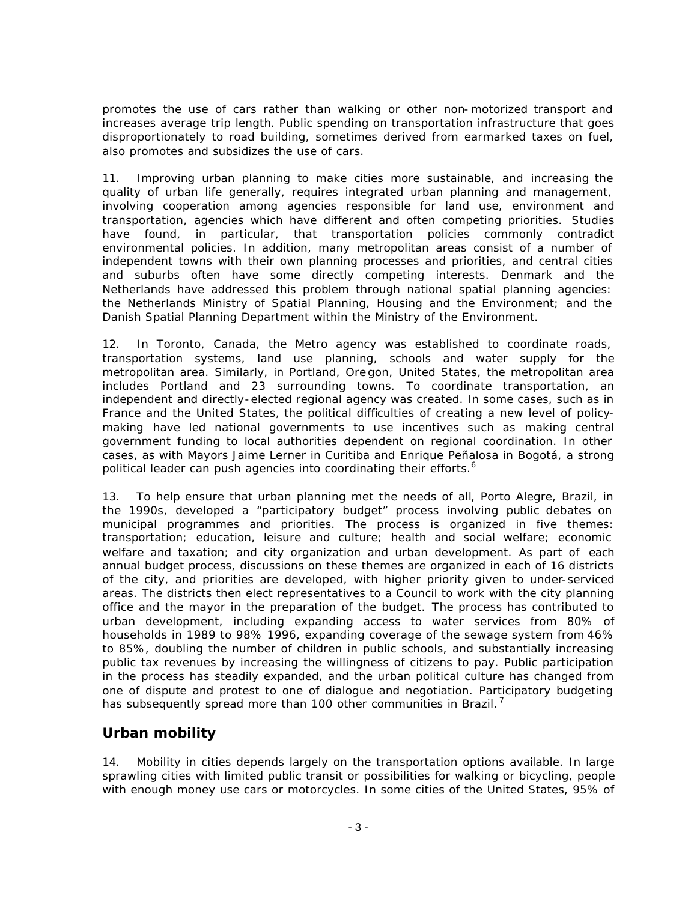promotes the use of cars rather than walking or other non-motorized transport and increases average trip length. Public spending on transportation infrastructure that goes disproportionately to road building, sometimes derived from earmarked taxes on fuel, also promotes and subsidizes the use of cars.

11. Improving urban planning to make cities more sustainable, and increasing the quality of urban life generally, requires integrated urban planning and management, involving cooperation among agencies responsible for land use, environment and transportation, agencies which have different and often competing priorities. Studies have found, in particular, that transportation policies commonly contradict environmental policies. In addition, many metropolitan areas consist of a number of independent towns with their own planning processes and priorities, and central cities and suburbs often have some directly competing interests. Denmark and the Netherlands have addressed this problem through national spatial planning agencies: the Netherlands Ministry of Spatial Planning, Housing and the Environment; and the Danish Spatial Planning Department within the Ministry of the Environment.

12. In Toronto, Canada, the Metro agency was established to coordinate roads, transportation systems, land use planning, schools and water supply for the metropolitan area. Similarly, in Portland, Oregon, United States, the metropolitan area includes Portland and 23 surrounding towns. To coordinate transportation, an independent and directly-elected regional agency was created. In some cases, such as in France and the United States, the political difficulties of creating a new level of policy-making have led national governments to use incentives such as making central government funding to local authorities dependent on regional coordination. In other cases, as with Mayors Jaime Lerner in Curitiba and Enrique Peñalosa in Bogotá, a strong political leader can push agencies into coordinating their efforts.[6]

13. To help ensure that urban planning met the needs of all, Porto Alegre, Brazil, in the 1990s, developed a "participatory budget" process involving public debates on municipal programmes and priorities. The process is organized in five themes: transportation; education, leisure and culture; health and social welfare; economic welfare and taxation; and city organization and urban development. As part of each annual budget process, discussions on these themes are organized in each of 16 districts of the city, and priorities are developed, with higher priority given to under-serviced areas. The districts then elect representatives to a Council to work with the city planning office and the mayor in the preparation of the budget. The process has contributed to urban development, including expanding access to water services from 80% of households in 1989 to 98% 1996, expanding coverage of the sewage system from 46% to 85%, doubling the number of children in public schools, and substantially increasing public tax revenues by increasing the willingness of citizens to pay. Public participation in the process has steadily expanded, and the urban political culture has changed from one of dispute and protest to one of dialogue and negotiation. Participatory budgeting has subsequently spread more than 100 other communities in Brazil.[7]

## Urban mobility

14. Mobility in cities depends largely on the transportation options available. In large sprawling cities with limited public transit or possibilities for walking or bicycling, people with enough money use cars or motorcycles. In some cities of the United States, 95% of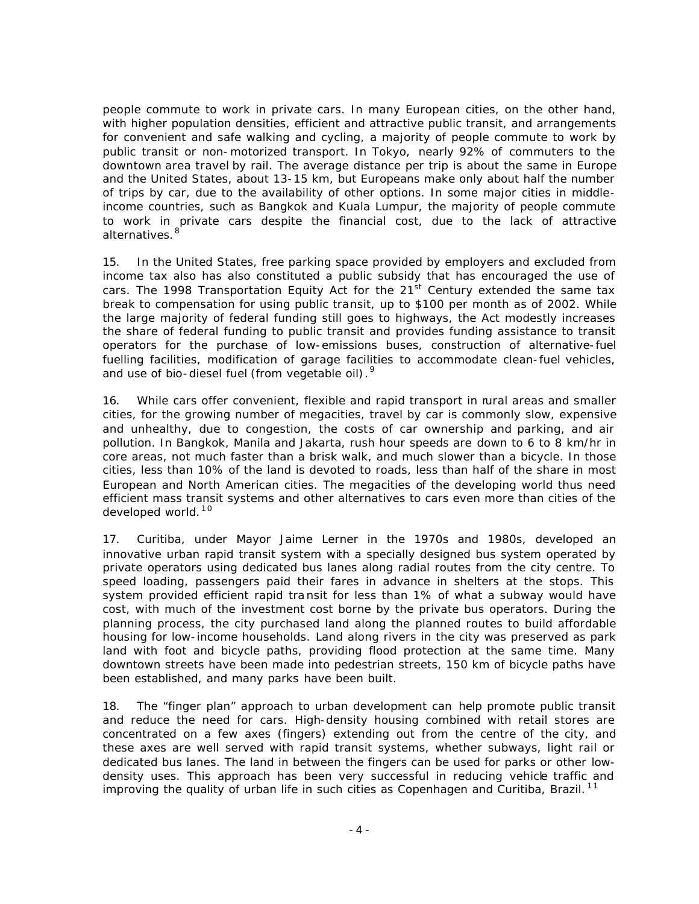people commute to work in private cars. In many European cities, on the other hand, with higher population densities, efficient and attractive public transit, and arrangements for convenient and safe walking and cycling, a majority of people commute to work by public transit or non-motorized transport. In Tokyo, nearly 92% of commuters to the downtown area travel by rail. The average distance per trip is about the same in Europe and the United States, about 13-15 km, but Europeans make only about half the number of trips by car, due to the availability of other options. In some major cities in middle-income countries, such as Bangkok and Kuala Lumpur, the majority of people commute to work in private cars despite the financial cost, due to the lack of attractive alternatives.[8]

15. In the United States, free parking space provided by employers and excluded from income tax also has also constituted a public subsidy that has encouraged the use of cars. The 1998 Transportation Equity Act for the 21st Century extended the same tax break to compensation for using public transit, up to $100 per month as of 2002. While the large majority of federal funding still goes to highways, the Act modestly increases the share of federal funding to public transit and provides funding assistance to transit operators for the purchase of low-emissions buses, construction of alternative-fuel fuelling facilities, modification of garage facilities to accommodate clean-fuel vehicles, and use of bio-diesel fuel (from vegetable oil).[9]

16. While cars offer convenient, flexible and rapid transport in rural areas and smaller cities, for the growing number of megacities, travel by car is commonly slow, expensive and unhealthy, due to congestion, the costs of car ownership and parking, and air pollution. In Bangkok, Manila and Jakarta, rush hour speeds are down to 6 to 8 km/hr in core areas, not much faster than a brisk walk, and much slower than a bicycle. In those cities, less than 10% of the land is devoted to roads, less than half of the share in most European and North American cities. The megacities of the developing world thus need efficient mass transit systems and other alternatives to cars even more than cities of the developed world.[10]

17. Curitiba, under Mayor Jaime Lerner in the 1970s and 1980s, developed an innovative urban rapid transit system with a specially designed bus system operated by private operators using dedicated bus lanes along radial routes from the city centre. To speed loading, passengers paid their fares in advance in shelters at the stops. This system provided efficient rapid transit for less than 1% of what a subway would have cost, with much of the investment cost borne by the private bus operators. During the planning process, the city purchased land along the planned routes to build affordable housing for low-income households. Land along rivers in the city was preserved as park land with foot and bicycle paths, providing flood protection at the same time. Many downtown streets have been made into pedestrian streets, 150 km of bicycle paths have been established, and many parks have been built.

18. The "finger plan" approach to urban development can help promote public transit and reduce the need for cars. High-density housing combined with retail stores are concentrated on a few axes (fingers) extending out from the centre of the city, and these axes are well served with rapid transit systems, whether subways, light rail or dedicated bus lanes. The land in between the fingers can be used for parks or other low-density uses. This approach has been very successful in reducing vehicle traffic and improving the quality of urban life in such cities as Copenhagen and Curitiba, Brazil.[11]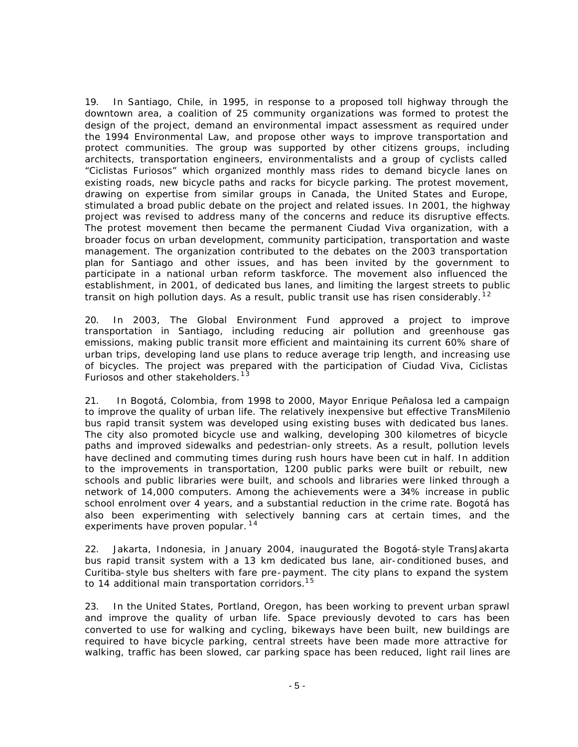19. In Santiago, Chile, in 1995, in response to a proposed toll highway through the downtown area, a coalition of 25 community organizations was formed to protest the design of the project, demand an environmental impact assessment as required under the 1994 Environmental Law, and propose other ways to improve transportation and protect communities. The group was supported by other citizens groups, including architects, transportation engineers, environmentalists and a group of cyclists called "Ciclistas Furiosos" which organized monthly mass rides to demand bicycle lanes on existing roads, new bicycle paths and racks for bicycle parking. The protest movement, drawing on expertise from similar groups in Canada, the United States and Europe, stimulated a broad public debate on the project and related issues. In 2001, the highway project was revised to address many of the concerns and reduce its disruptive effects. The protest movement then became the permanent Ciudad Viva organization, with a broader focus on urban development, community participation, transportation and waste management. The organization contributed to the debates on the 2003 transportation plan for Santiago and other issues, and has been invited by the government to participate in a national urban reform taskforce. The movement also influenced the establishment, in 2001, of dedicated bus lanes, and limiting the largest streets to public transit on high pollution days. As a result, public transit use has risen considerably.[12]

20. In 2003, The Global Environment Fund approved a project to improve transportation in Santiago, including reducing air pollution and greenhouse gas emissions, making public transit more efficient and maintaining its current 60% share of urban trips, developing land use plans to reduce average trip length, and increasing use of bicycles. The project was prepared with the participation of Ciudad Viva, Ciclistas Furiosos and other stakeholders.[13]

21. In Bogotá, Colombia, from 1998 to 2000, Mayor Enrique Peñalosa led a campaign to improve the quality of urban life. The relatively inexpensive but effective TransMilenio bus rapid transit system was developed using existing buses with dedicated bus lanes. The city also promoted bicycle use and walking, developing 300 kilometres of bicycle paths and improved sidewalks and pedestrian-only streets. As a result, pollution levels have declined and commuting times during rush hours have been cut in half. In addition to the improvements in transportation, 1200 public parks were built or rebuilt, new schools and public libraries were built, and schools and libraries were linked through a network of 14,000 computers. Among the achievements were a 34% increase in public school enrolment over 4 years, and a substantial reduction in the crime rate. Bogotá has also been experimenting with selectively banning cars at certain times, and the experiments have proven popular.[14]

22. Jakarta, Indonesia, in January 2004, inaugurated the Bogotá-style TransJakarta bus rapid transit system with a 13 km dedicated bus lane, air-conditioned buses, and Curitiba-style bus shelters with fare pre-payment. The city plans to expand the system to 14 additional main transportation corridors.[15]

23. In the United States, Portland, Oregon, has been working to prevent urban sprawl and improve the quality of urban life. Space previously devoted to cars has been converted to use for walking and cycling, bikeways have been built, new buildings are required to have bicycle parking, central streets have been made more attractive for walking, traffic has been slowed, car parking space has been reduced, light rail lines are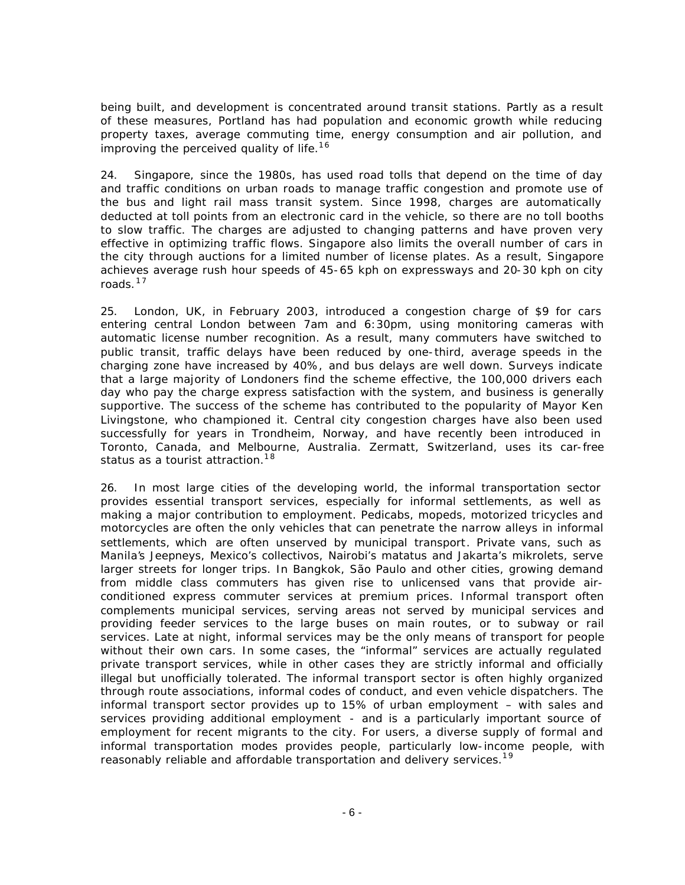being built, and development is concentrated around transit stations. Partly as a result of these measures, Portland has had population and economic growth while reducing property taxes, average commuting time, energy consumption and air pollution, and improving the perceived quality of life.[16]

24. Singapore, since the 1980s, has used road tolls that depend on the time of day and traffic conditions on urban roads to manage traffic congestion and promote use of the bus and light rail mass transit system. Since 1998, charges are automatically deducted at toll points from an electronic card in the vehicle, so there are no toll booths to slow traffic. The charges are adjusted to changing patterns and have proven very effective in optimizing traffic flows. Singapore also limits the overall number of cars in the city through auctions for a limited number of license plates. As a result, Singapore achieves average rush hour speeds of 45-65 kph on expressways and 20-30 kph on city roads.[17]

25. London, UK, in February 2003, introduced a congestion charge of $9 for cars entering central London between 7am and 6:30pm, using monitoring cameras with automatic license number recognition. As a result, many commuters have switched to public transit, traffic delays have been reduced by one-third, average speeds in the charging zone have increased by 40%, and bus delays are well down. Surveys indicate that a large majority of Londoners find the scheme effective, the 100,000 drivers each day who pay the charge express satisfaction with the system, and business is generally supportive. The success of the scheme has contributed to the popularity of Mayor Ken Livingstone, who championed it. Central city congestion charges have also been used successfully for years in Trondheim, Norway, and have recently been introduced in Toronto, Canada, and Melbourne, Australia. Zermatt, Switzerland, uses its car-free status as a tourist attraction.[18]

26. In most large cities of the developing world, the informal transportation sector provides essential transport services, especially for informal settlements, as well as making a major contribution to employment. Pedicabs, mopeds, motorized tricycles and motorcycles are often the only vehicles that can penetrate the narrow alleys in informal settlements, which are often unserved by municipal transport. Private vans, such as Manila's Jeepneys, Mexico's collectivos, Nairobi's matatus and Jakarta's mikrolets, serve larger streets for longer trips. In Bangkok, São Paulo and other cities, growing demand from middle class commuters has given rise to unlicensed vans that provide air-conditioned express commuter services at premium prices. Informal transport often complements municipal services, serving areas not served by municipal services and providing feeder services to the large buses on main routes, or to subway or rail services. Late at night, informal services may be the only means of transport for people without their own cars. In some cases, the "informal" services are actually regulated private transport services, while in other cases they are strictly informal and officially illegal but unofficially tolerated. The informal transport sector is often highly organized through route associations, informal codes of conduct, and even vehicle dispatchers. The informal transport sector provides up to 15% of urban employment – with sales and services providing additional employment - and is a particularly important source of employment for recent migrants to the city. For users, a diverse supply of formal and informal transportation modes provides people, particularly low-income people, with reasonably reliable and affordable transportation and delivery services.[19]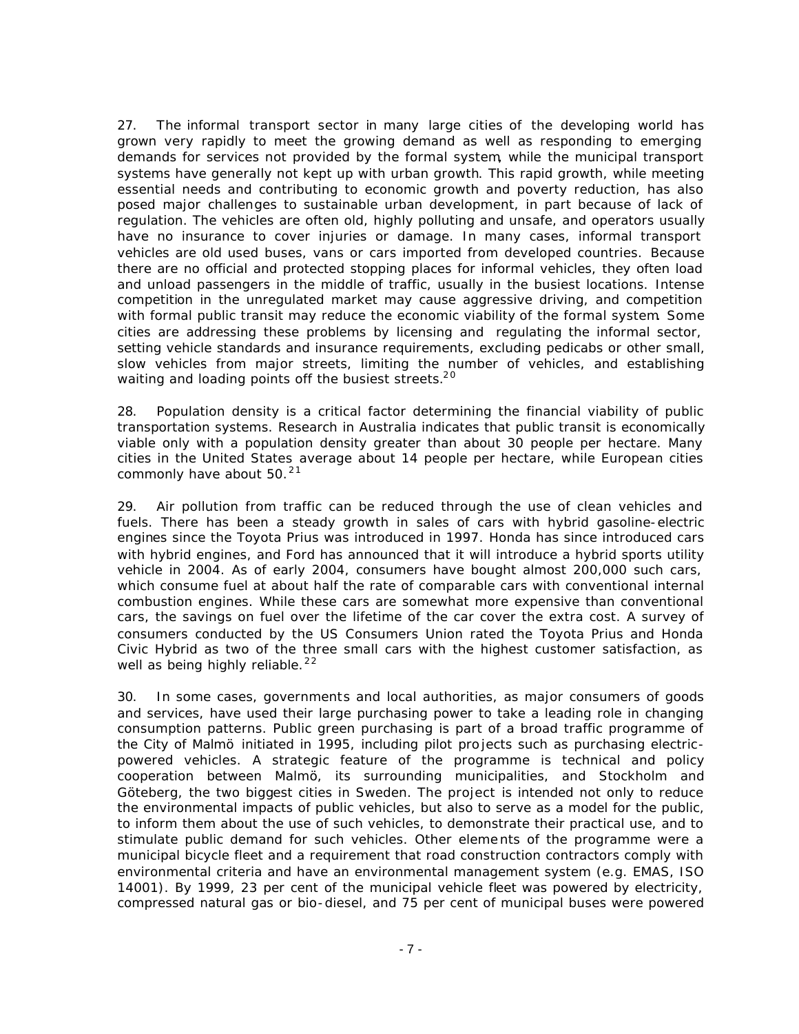27. The informal transport sector in many large cities of the developing world has grown very rapidly to meet the growing demand as well as responding to emerging demands for services not provided by the formal system, while the municipal transport systems have generally not kept up with urban growth. This rapid growth, while meeting essential needs and contributing to economic growth and poverty reduction, has also posed major challenges to sustainable urban development, in part because of lack of regulation. The vehicles are often old, highly polluting and unsafe, and operators usually have no insurance to cover injuries or damage. In many cases, informal transport vehicles are old used buses, vans or cars imported from developed countries. Because there are no official and protected stopping places for informal vehicles, they often load and unload passengers in the middle of traffic, usually in the busiest locations. Intense competition in the unregulated market may cause aggressive driving, and competition with formal public transit may reduce the economic viability of the formal system. Some cities are addressing these problems by licensing and regulating the informal sector, setting vehicle standards and insurance requirements, excluding pedicabs or other small, slow vehicles from major streets, limiting the number of vehicles, and establishing waiting and loading points off the busiest streets.[20]

28. Population density is a critical factor determining the financial viability of public transportation systems. Research in Australia indicates that public transit is economically viable only with a population density greater than about 30 people per hectare. Many cities in the United States average about 14 people per hectare, while European cities commonly have about 50.[21]

29. Air pollution from traffic can be reduced through the use of clean vehicles and fuels. There has been a steady growth in sales of cars with hybrid gasoline-electric engines since the Toyota Prius was introduced in 1997. Honda has since introduced cars with hybrid engines, and Ford has announced that it will introduce a hybrid sports utility vehicle in 2004. As of early 2004, consumers have bought almost 200,000 such cars, which consume fuel at about half the rate of comparable cars with conventional internal combustion engines. While these cars are somewhat more expensive than conventional cars, the savings on fuel over the lifetime of the car cover the extra cost. A survey of consumers conducted by the US Consumers Union rated the Toyota Prius and Honda Civic Hybrid as two of the three small cars with the highest customer satisfaction, as well as being highly reliable.[22]

30. In some cases, governments and local authorities, as major consumers of goods and services, have used their large purchasing power to take a leading role in changing consumption patterns. Public green purchasing is part of a broad traffic programme of the City of Malmö initiated in 1995, including pilot projects such as purchasing electric-powered vehicles. A strategic feature of the programme is technical and policy cooperation between Malmö, its surrounding municipalities, and Stockholm and Göteberg, the two biggest cities in Sweden. The project is intended not only to reduce the environmental impacts of public vehicles, but also to serve as a model for the public, to inform them about the use of such vehicles, to demonstrate their practical use, and to stimulate public demand for such vehicles. Other elements of the programme were a municipal bicycle fleet and a requirement that road construction contractors comply with environmental criteria and have an environmental management system (e.g. EMAS, ISO 14001). By 1999, 23 per cent of the municipal vehicle fleet was powered by electricity, compressed natural gas or bio-diesel, and 75 per cent of municipal buses were powered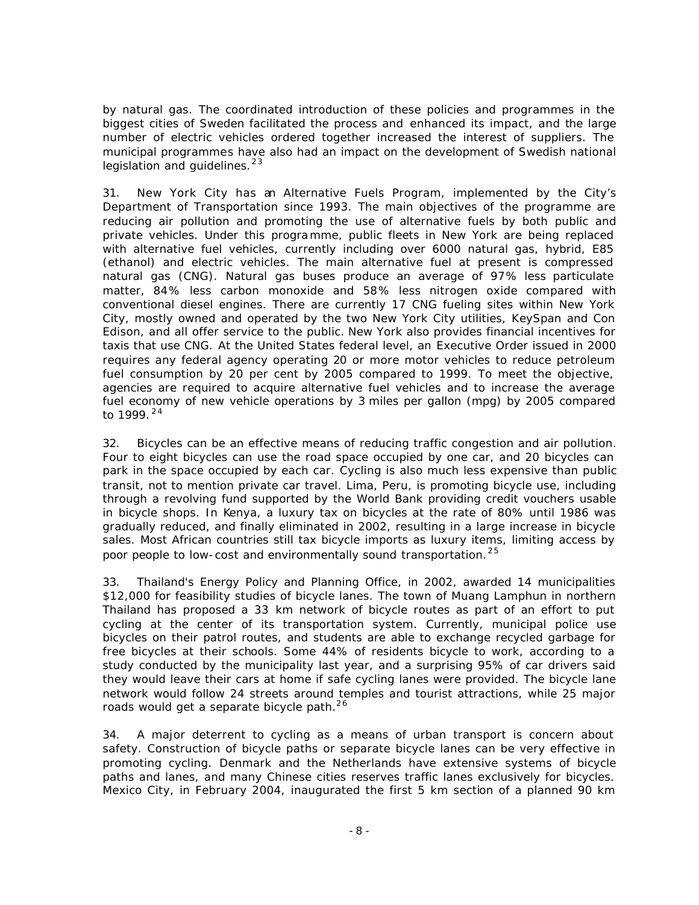by natural gas. The coordinated introduction of these policies and programmes in the biggest cities of Sweden facilitated the process and enhanced its impact, and the large number of electric vehicles ordered together increased the interest of suppliers. The municipal programmes have also had an impact on the development of Swedish national legislation and guidelines.[23]

31. New York City has an Alternative Fuels Program, implemented by the City's Department of Transportation since 1993. The main objectives of the programme are reducing air pollution and promoting the use of alternative fuels by both public and private vehicles. Under this programme, public fleets in New York are being replaced with alternative fuel vehicles, currently including over 6000 natural gas, hybrid, E85 (ethanol) and electric vehicles. The main alternative fuel at present is compressed natural gas (CNG). Natural gas buses produce an average of 97% less particulate matter, 84% less carbon monoxide and 58% less nitrogen oxide compared with conventional diesel engines. There are currently 17 CNG fueling sites within New York City, mostly owned and operated by the two New York City utilities, KeySpan and Con Edison, and all offer service to the public. New York also provides financial incentives for taxis that use CNG. At the United States federal level, an Executive Order issued in 2000 requires any federal agency operating 20 or more motor vehicles to reduce petroleum fuel consumption by 20 per cent by 2005 compared to 1999. To meet the objective, agencies are required to acquire alternative fuel vehicles and to increase the average fuel economy of new vehicle operations by 3 miles per gallon (mpg) by 2005 compared to 1999.[24]

32. Bicycles can be an effective means of reducing traffic congestion and air pollution. Four to eight bicycles can use the road space occupied by one car, and 20 bicycles can park in the space occupied by each car. Cycling is also much less expensive than public transit, not to mention private car travel. Lima, Peru, is promoting bicycle use, including through a revolving fund supported by the World Bank providing credit vouchers usable in bicycle shops. In Kenya, a luxury tax on bicycles at the rate of 80% until 1986 was gradually reduced, and finally eliminated in 2002, resulting in a large increase in bicycle sales. Most African countries still tax bicycle imports as luxury items, limiting access by poor people to low-cost and environmentally sound transportation.[25]

33. Thailand's Energy Policy and Planning Office, in 2002, awarded 14 municipalities $12,000 for feasibility studies of bicycle lanes. The town of Muang Lamphun in northern Thailand has proposed a 33 km network of bicycle routes as part of an effort to put cycling at the center of its transportation system. Currently, municipal police use bicycles on their patrol routes, and students are able to exchange recycled garbage for free bicycles at their schools. Some 44% of residents bicycle to work, according to a study conducted by the municipality last year, and a surprising 95% of car drivers said they would leave their cars at home if safe cycling lanes were provided. The bicycle lane network would follow 24 streets around temples and tourist attractions, while 25 major roads would get a separate bicycle path.[26]

34. A major deterrent to cycling as a means of urban transport is concern about safety. Construction of bicycle paths or separate bicycle lanes can be very effective in promoting cycling. Denmark and the Netherlands have extensive systems of bicycle paths and lanes, and many Chinese cities reserves traffic lanes exclusively for bicycles. Mexico City, in February 2004, inaugurated the first 5 km section of a planned 90 km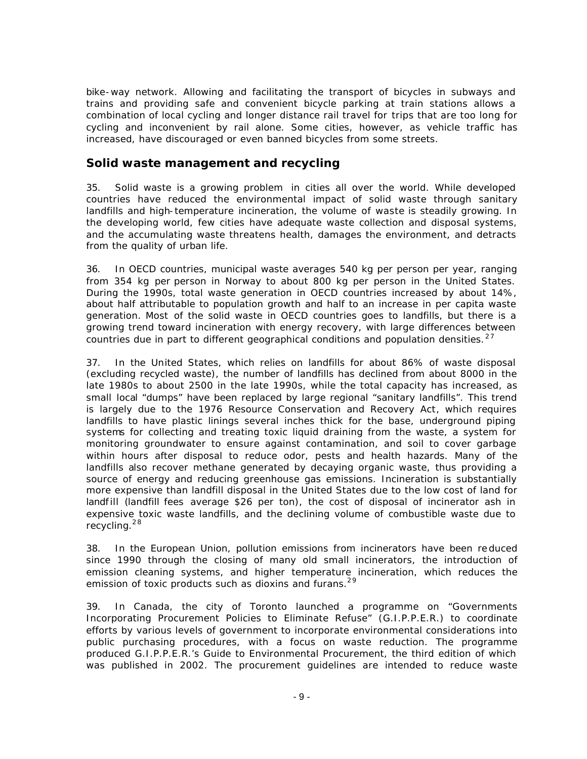bike-way network. Allowing and facilitating the transport of bicycles in subways and trains and providing safe and convenient bicycle parking at train stations allows a combination of local cycling and longer distance rail travel for trips that are too long for cycling and inconvenient by rail alone. Some cities, however, as vehicle traffic has increased, have discouraged or even banned bicycles from some streets.

## Solid waste management and recycling

35. Solid waste is a growing problem in cities all over the world. While developed countries have reduced the environmental impact of solid waste through sanitary landfills and high-temperature incineration, the volume of waste is steadily growing. In the developing world, few cities have adequate waste collection and disposal systems, and the accumulating waste threatens health, damages the environment, and detracts from the quality of urban life.

36. In OECD countries, municipal waste averages 540 kg per person per year, ranging from 354 kg per person in Norway to about 800 kg per person in the United States. During the 1990s, total waste generation in OECD countries increased by about 14%, about half attributable to population growth and half to an increase in per capita waste generation. Most of the solid waste in OECD countries goes to landfills, but there is a growing trend toward incineration with energy recovery, with large differences between countries due in part to different geographical conditions and population densities.[27]

37. In the United States, which relies on landfills for about 86% of waste disposal (excluding recycled waste), the number of landfills has declined from about 8000 in the late 1980s to about 2500 in the late 1990s, while the total capacity has increased, as small local "dumps" have been replaced by large regional "sanitary landfills". This trend is largely due to the 1976 Resource Conservation and Recovery Act, which requires landfills to have plastic linings several inches thick for the base, underground piping systems for collecting and treating toxic liquid draining from the waste, a system for monitoring groundwater to ensure against contamination, and soil to cover garbage within hours after disposal to reduce odor, pests and health hazards. Many of the landfills also recover methane generated by decaying organic waste, thus providing a source of energy and reducing greenhouse gas emissions. Incineration is substantially more expensive than landfill disposal in the United States due to the low cost of land for landfill (landfill fees average $26 per ton), the cost of disposal of incinerator ash in expensive toxic waste landfills, and the declining volume of combustible waste due to recycling.[28]

38. In the European Union, pollution emissions from incinerators have been reduced since 1990 through the closing of many old small incinerators, the introduction of emission cleaning systems, and higher temperature incineration, which reduces the emission of toxic products such as dioxins and furans.[29]

39. In Canada, the city of Toronto launched a programme on "Governments Incorporating Procurement Policies to Eliminate Refuse" (G.I.P.P.E.R.) to coordinate efforts by various levels of government to incorporate environmental considerations into public purchasing procedures, with a focus on waste reduction. The programme produced G.I.P.P.E.R.'s Guide to Environmental Procurement, the third edition of which was published in 2002. The procurement guidelines are intended to reduce waste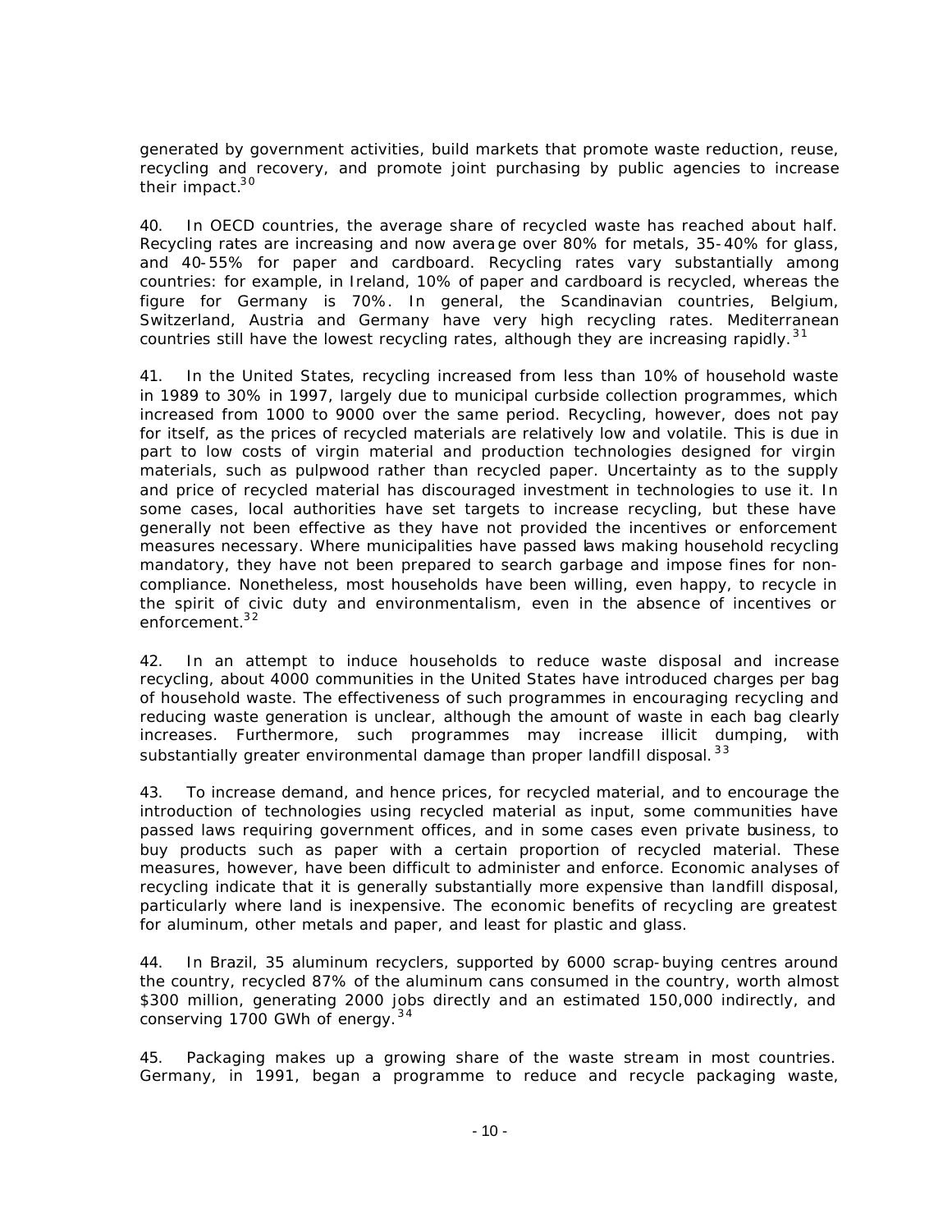generated by government activities, build markets that promote waste reduction, reuse, recycling and recovery, and promote joint purchasing by public agencies to increase their impact.[30]

40. In OECD countries, the average share of recycled waste has reached about half. Recycling rates are increasing and now average over 80% for metals, 35-40% for glass, and 40-55% for paper and cardboard. Recycling rates vary substantially among countries: for example, in Ireland, 10% of paper and cardboard is recycled, whereas the figure for Germany is 70%. In general, the Scandinavian countries, Belgium, Switzerland, Austria and Germany have very high recycling rates. Mediterranean countries still have the lowest recycling rates, although they are increasing rapidly.[31]

41. In the United States, recycling increased from less than 10% of household waste in 1989 to 30% in 1997, largely due to municipal curbside collection programmes, which increased from 1000 to 9000 over the same period. Recycling, however, does not pay for itself, as the prices of recycled materials are relatively low and volatile. This is due in part to low costs of virgin material and production technologies designed for virgin materials, such as pulpwood rather than recycled paper. Uncertainty as to the supply and price of recycled material has discouraged investment in technologies to use it. In some cases, local authorities have set targets to increase recycling, but these have generally not been effective as they have not provided the incentives or enforcement measures necessary. Where municipalities have passed laws making household recycling mandatory, they have not been prepared to search garbage and impose fines for non-compliance. Nonetheless, most households have been willing, even happy, to recycle in the spirit of civic duty and environmentalism, even in the absence of incentives or enforcement.[32]

42. In an attempt to induce households to reduce waste disposal and increase recycling, about 4000 communities in the United States have introduced charges per bag of household waste. The effectiveness of such programmes in encouraging recycling and reducing waste generation is unclear, although the amount of waste in each bag clearly increases. Furthermore, such programmes may increase illicit dumping, with substantially greater environmental damage than proper landfill disposal.[33]

43. To increase demand, and hence prices, for recycled material, and to encourage the introduction of technologies using recycled material as input, some communities have passed laws requiring government offices, and in some cases even private business, to buy products such as paper with a certain proportion of recycled material. These measures, however, have been difficult to administer and enforce. Economic analyses of recycling indicate that it is generally substantially more expensive than landfill disposal, particularly where land is inexpensive. The economic benefits of recycling are greatest for aluminum, other metals and paper, and least for plastic and glass.

44. In Brazil, 35 aluminum recyclers, supported by 6000 scrap-buying centres around the country, recycled 87% of the aluminum cans consumed in the country, worth almost $300 million, generating 2000 jobs directly and an estimated 150,000 indirectly, and conserving 1700 GWh of energy.[34]

45. Packaging makes up a growing share of the waste stream in most countries. Germany, in 1991, began a programme to reduce and recycle packaging waste,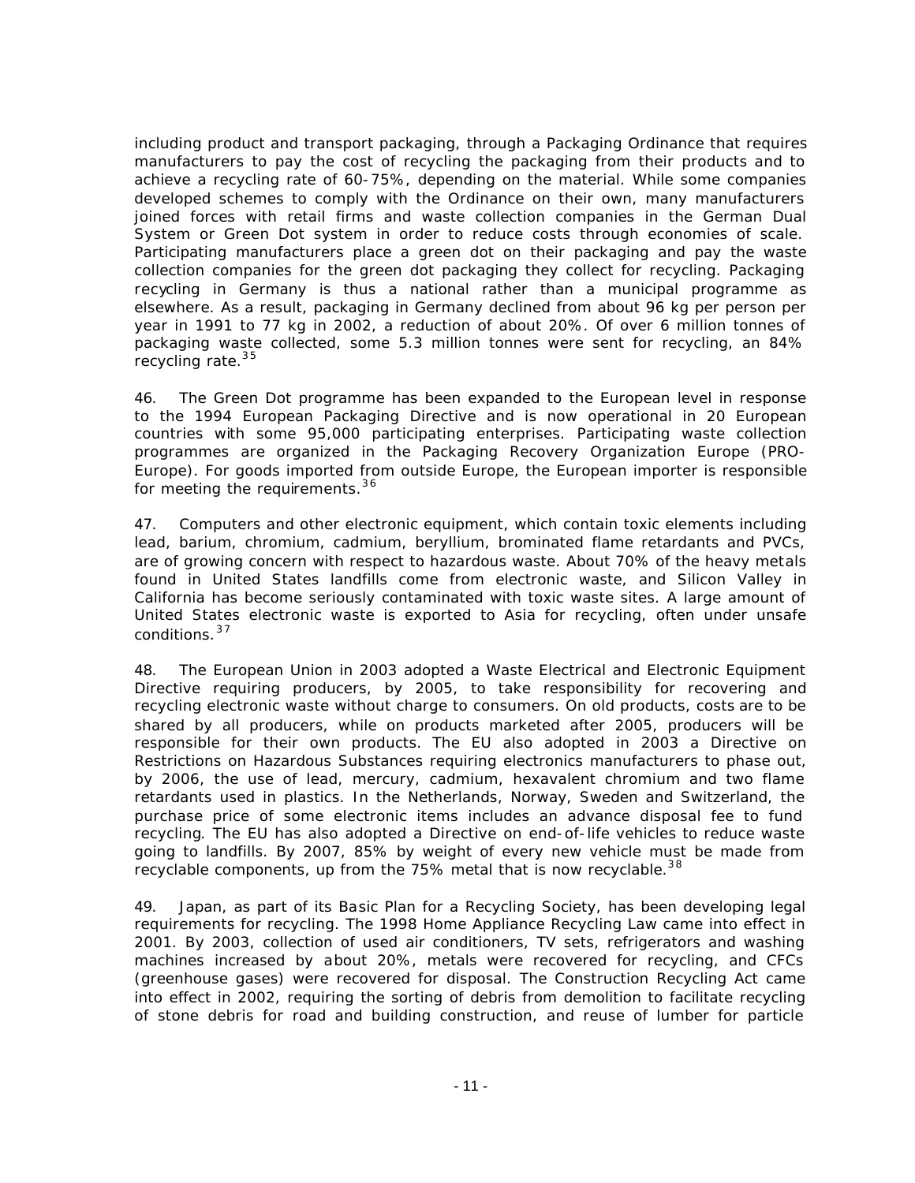including product and transport packaging, through a Packaging Ordinance that requires manufacturers to pay the cost of recycling the packaging from their products and to achieve a recycling rate of 60-75%, depending on the material. While some companies developed schemes to comply with the Ordinance on their own, many manufacturers joined forces with retail firms and waste collection companies in the German Dual System or Green Dot system in order to reduce costs through economies of scale. Participating manufacturers place a green dot on their packaging and pay the waste collection companies for the green dot packaging they collect for recycling. Packaging recycling in Germany is thus a national rather than a municipal programme as elsewhere. As a result, packaging in Germany declined from about 96 kg per person per year in 1991 to 77 kg in 2002, a reduction of about 20%. Of over 6 million tonnes of packaging waste collected, some 5.3 million tonnes were sent for recycling, an 84% recycling rate.[35]

46. The Green Dot programme has been expanded to the European level in response to the 1994 European Packaging Directive and is now operational in 20 European countries with some 95,000 participating enterprises. Participating waste collection programmes are organized in the Packaging Recovery Organization Europe (PRO-Europe). For goods imported from outside Europe, the European importer is responsible for meeting the requirements.[36]

47. Computers and other electronic equipment, which contain toxic elements including lead, barium, chromium, cadmium, beryllium, brominated flame retardants and PVCs, are of growing concern with respect to hazardous waste. About 70% of the heavy metals found in United States landfills come from electronic waste, and Silicon Valley in California has become seriously contaminated with toxic waste sites. A large amount of United States electronic waste is exported to Asia for recycling, often under unsafe conditions.[37]

48. The European Union in 2003 adopted a Waste Electrical and Electronic Equipment Directive requiring producers, by 2005, to take responsibility for recovering and recycling electronic waste without charge to consumers. On old products, costs are to be shared by all producers, while on products marketed after 2005, producers will be responsible for their own products. The EU also adopted in 2003 a Directive on Restrictions on Hazardous Substances requiring electronics manufacturers to phase out, by 2006, the use of lead, mercury, cadmium, hexavalent chromium and two flame retardants used in plastics. In the Netherlands, Norway, Sweden and Switzerland, the purchase price of some electronic items includes an advance disposal fee to fund recycling. The EU has also adopted a Directive on end-of-life vehicles to reduce waste going to landfills. By 2007, 85% by weight of every new vehicle must be made from recyclable components, up from the 75% metal that is now recyclable.[38]

49. Japan, as part of its Basic Plan for a Recycling Society, has been developing legal requirements for recycling. The 1998 Home Appliance Recycling Law came into effect in 2001. By 2003, collection of used air conditioners, TV sets, refrigerators and washing machines increased by about 20%, metals were recovered for recycling, and CFCs (greenhouse gases) were recovered for disposal. The Construction Recycling Act came into effect in 2002, requiring the sorting of debris from demolition to facilitate recycling of stone debris for road and building construction, and reuse of lumber for particle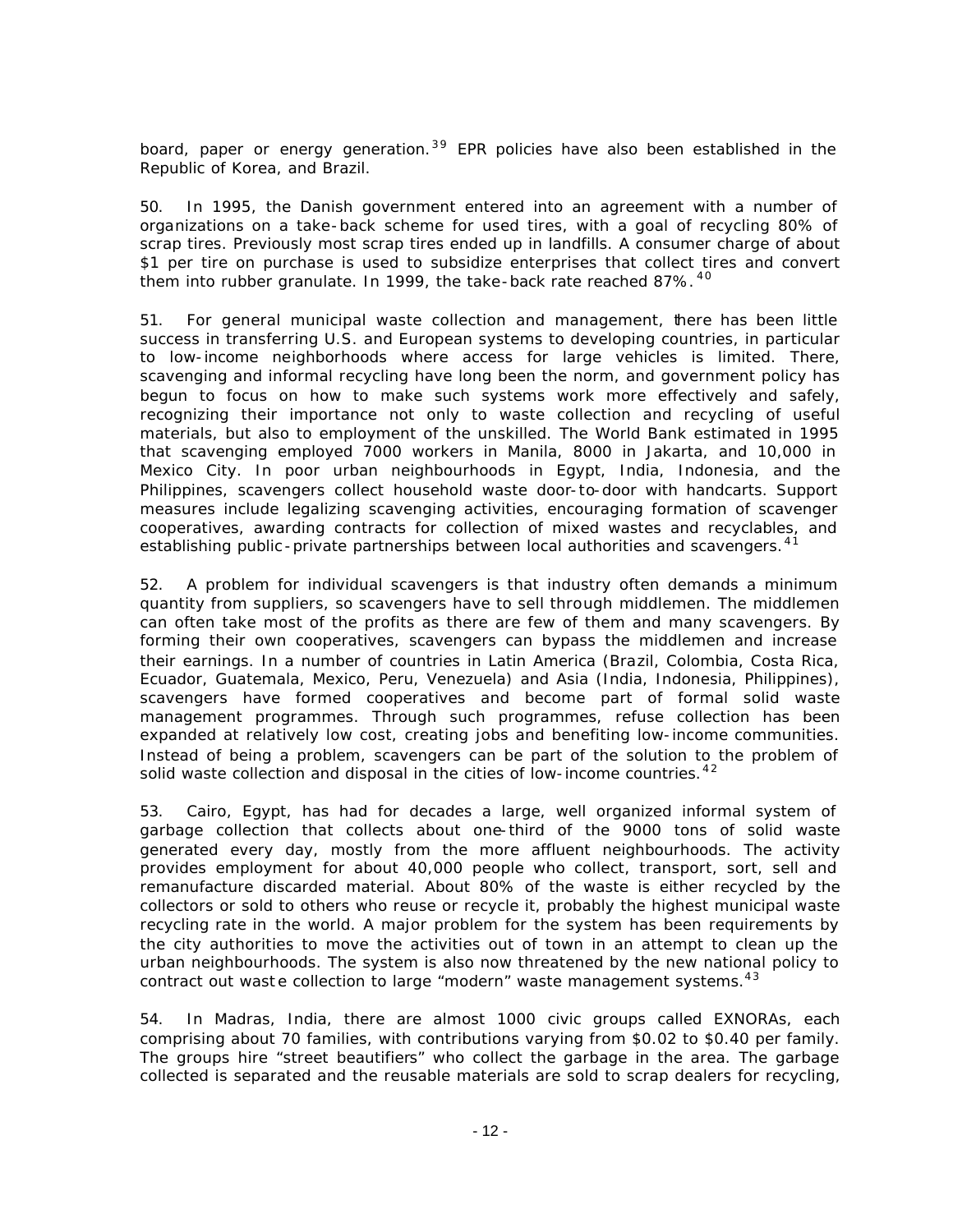board, paper or energy generation.[39] EPR policies have also been established in the Republic of Korea, and Brazil.

50. In 1995, the Danish government entered into an agreement with a number of organizations on a take-back scheme for used tires, with a goal of recycling 80% of scrap tires. Previously most scrap tires ended up in landfills. A consumer charge of about $1 per tire on purchase is used to subsidize enterprises that collect tires and convert them into rubber granulate. In 1999, the take-back rate reached 87%.[40]

51. For general municipal waste collection and management, there has been little success in transferring U.S. and European systems to developing countries, in particular to low-income neighborhoods where access for large vehicles is limited. There, scavenging and informal recycling have long been the norm, and government policy has begun to focus on how to make such systems work more effectively and safely, recognizing their importance not only to waste collection and recycling of useful materials, but also to employment of the unskilled. The World Bank estimated in 1995 that scavenging employed 7000 workers in Manila, 8000 in Jakarta, and 10,000 in Mexico City. In poor urban neighbourhoods in Egypt, India, Indonesia, and the Philippines, scavengers collect household waste door-to-door with handcarts. Support measures include legalizing scavenging activities, encouraging formation of scavenger cooperatives, awarding contracts for collection of mixed wastes and recyclables, and establishing public-private partnerships between local authorities and scavengers.[41]

52. A problem for individual scavengers is that industry often demands a minimum quantity from suppliers, so scavengers have to sell through middlemen. The middlemen can often take most of the profits as there are few of them and many scavengers. By forming their own cooperatives, scavengers can bypass the middlemen and increase their earnings. In a number of countries in Latin America (Brazil, Colombia, Costa Rica, Ecuador, Guatemala, Mexico, Peru, Venezuela) and Asia (India, Indonesia, Philippines), scavengers have formed cooperatives and become part of formal solid waste management programmes. Through such programmes, refuse collection has been expanded at relatively low cost, creating jobs and benefiting low-income communities. Instead of being a problem, scavengers can be part of the solution to the problem of solid waste collection and disposal in the cities of low-income countries.[42]

53. Cairo, Egypt, has had for decades a large, well organized informal system of garbage collection that collects about one-third of the 9000 tons of solid waste generated every day, mostly from the more affluent neighbourhoods. The activity provides employment for about 40,000 people who collect, transport, sort, sell and remanufacture discarded material. About 80% of the waste is either recycled by the collectors or sold to others who reuse or recycle it, probably the highest municipal waste recycling rate in the world. A major problem for the system has been requirements by the city authorities to move the activities out of town in an attempt to clean up the urban neighbourhoods. The system is also now threatened by the new national policy to contract out waste collection to large "modern" waste management systems.[43]

54. In Madras, India, there are almost 1000 civic groups called EXNORAs, each comprising about 70 families, with contributions varying from $0.02 to $0.40 per family. The groups hire "street beautifiers" who collect the garbage in the area. The garbage collected is separated and the reusable materials are sold to scrap dealers for recycling,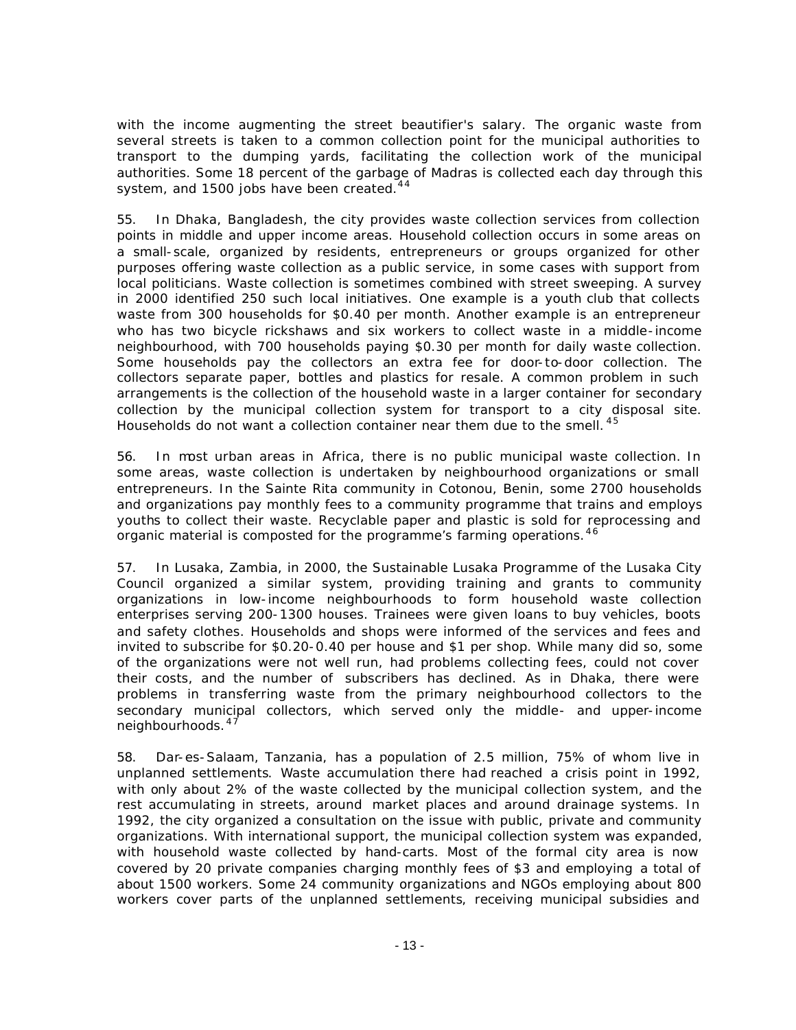with the income augmenting the street beautifier's salary. The organic waste from several streets is taken to a common collection point for the municipal authorities to transport to the dumping yards, facilitating the collection work of the municipal authorities. Some 18 percent of the garbage of Madras is collected each day through this system, and 1500 jobs have been created.[44]

55. In Dhaka, Bangladesh, the city provides waste collection services from collection points in middle and upper income areas. Household collection occurs in some areas on a small-scale, organized by residents, entrepreneurs or groups organized for other purposes offering waste collection as a public service, in some cases with support from local politicians. Waste collection is sometimes combined with street sweeping. A survey in 2000 identified 250 such local initiatives. One example is a youth club that collects waste from 300 households for $0.40 per month. Another example is an entrepreneur who has two bicycle rickshaws and six workers to collect waste in a middle-income neighbourhood, with 700 households paying $0.30 per month for daily waste collection. Some households pay the collectors an extra fee for door-to-door collection. The collectors separate paper, bottles and plastics for resale. A common problem in such arrangements is the collection of the household waste in a larger container for secondary collection by the municipal collection system for transport to a city disposal site. Households do not want a collection container near them due to the smell.[45]

56. In most urban areas in Africa, there is no public municipal waste collection. In some areas, waste collection is undertaken by neighbourhood organizations or small entrepreneurs. In the Sainte Rita community in Cotonou, Benin, some 2700 households and organizations pay monthly fees to a community programme that trains and employs youths to collect their waste. Recyclable paper and plastic is sold for reprocessing and organic material is composted for the programme's farming operations.[46]

57. In Lusaka, Zambia, in 2000, the Sustainable Lusaka Programme of the Lusaka City Council organized a similar system, providing training and grants to community organizations in low-income neighbourhoods to form household waste collection enterprises serving 200-1300 houses. Trainees were given loans to buy vehicles, boots and safety clothes. Households and shops were informed of the services and fees and invited to subscribe for $0.20-0.40 per house and $1 per shop. While many did so, some of the organizations were not well run, had problems collecting fees, could not cover their costs, and the number of subscribers has declined. As in Dhaka, there were problems in transferring waste from the primary neighbourhood collectors to the secondary municipal collectors, which served only the middle- and upper-income neighbourhoods.[47]

58. Dar-es-Salaam, Tanzania, has a population of 2.5 million, 75% of whom live in unplanned settlements. Waste accumulation there had reached a crisis point in 1992, with only about 2% of the waste collected by the municipal collection system, and the rest accumulating in streets, around market places and around drainage systems. In 1992, the city organized a consultation on the issue with public, private and community organizations. With international support, the municipal collection system was expanded, with household waste collected by hand-carts. Most of the formal city area is now covered by 20 private companies charging monthly fees of $3 and employing a total of about 1500 workers. Some 24 community organizations and NGOs employing about 800 workers cover parts of the unplanned settlements, receiving municipal subsidies and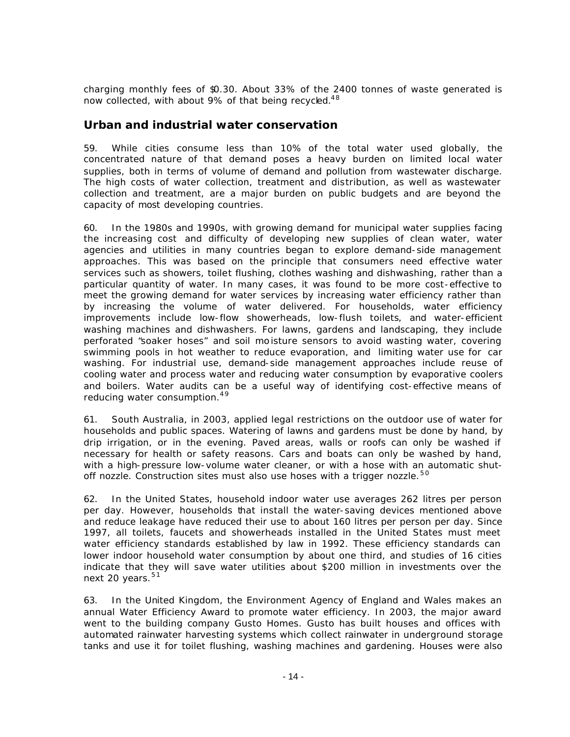charging monthly fees of $0.30. About 33% of the 2400 tonnes of waste generated is now collected, with about 9% of that being recycled.[48]

## Urban and industrial water conservation

59. While cities consume less than 10% of the total water used globally, the concentrated nature of that demand poses a heavy burden on limited local water supplies, both in terms of volume of demand and pollution from wastewater discharge. The high costs of water collection, treatment and distribution, as well as wastewater collection and treatment, are a major burden on public budgets and are beyond the capacity of most developing countries.

60. In the 1980s and 1990s, with growing demand for municipal water supplies facing the increasing cost and difficulty of developing new supplies of clean water, water agencies and utilities in many countries began to explore demand-side management approaches. This was based on the principle that consumers need effective water services such as showers, toilet flushing, clothes washing and dishwashing, rather than a particular quantity of water. In many cases, it was found to be more cost-effective to meet the growing demand for water services by increasing water efficiency rather than by increasing the volume of water delivered. For households, water efficiency improvements include low-flow showerheads, low-flush toilets, and water-efficient washing machines and dishwashers. For lawns, gardens and landscaping, they include perforated "soaker hoses" and soil moisture sensors to avoid wasting water, covering swimming pools in hot weather to reduce evaporation, and limiting water use for car washing. For industrial use, demand-side management approaches include reuse of cooling water and process water and reducing water consumption by evaporative coolers and boilers. Water audits can be a useful way of identifying cost-effective means of reducing water consumption.[49]

61. South Australia, in 2003, applied legal restrictions on the outdoor use of water for households and public spaces. Watering of lawns and gardens must be done by hand, by drip irrigation, or in the evening. Paved areas, walls or roofs can only be washed if necessary for health or safety reasons. Cars and boats can only be washed by hand, with a high-pressure low-volume water cleaner, or with a hose with an automatic shut-off nozzle. Construction sites must also use hoses with a trigger nozzle.[50]

62. In the United States, household indoor water use averages 262 litres per person per day. However, households that install the water-saving devices mentioned above and reduce leakage have reduced their use to about 160 litres per person per day. Since 1997, all toilets, faucets and showerheads installed in the United States must meet water efficiency standards established by law in 1992. These efficiency standards can lower indoor household water consumption by about one third, and studies of 16 cities indicate that they will save water utilities about $200 million in investments over the next 20 years.[51]

63. In the United Kingdom, the Environment Agency of England and Wales makes an annual Water Efficiency Award to promote water efficiency. In 2003, the major award went to the building company Gusto Homes. Gusto has built houses and offices with automated rainwater harvesting systems which collect rainwater in underground storage tanks and use it for toilet flushing, washing machines and gardening. Houses were also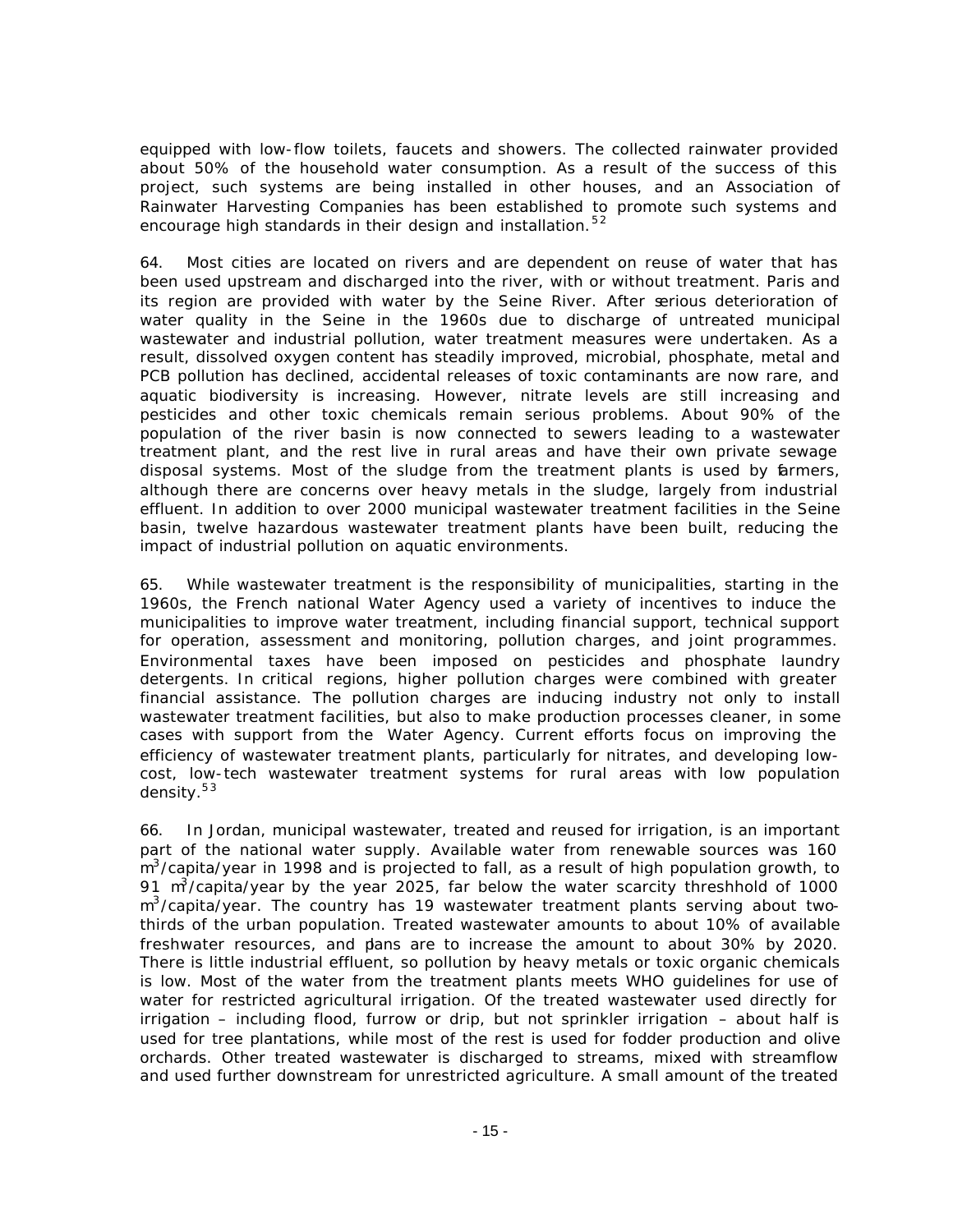equipped with low-flow toilets, faucets and showers. The collected rainwater provided about 50% of the household water consumption. As a result of the success of this project, such systems are being installed in other houses, and an Association of Rainwater Harvesting Companies has been established to promote such systems and encourage high standards in their design and installation.[52]

64. Most cities are located on rivers and are dependent on reuse of water that has been used upstream and discharged into the river, with or without treatment. Paris and its region are provided with water by the Seine River. After serious deterioration of water quality in the Seine in the 1960s due to discharge of untreated municipal wastewater and industrial pollution, water treatment measures were undertaken. As a result, dissolved oxygen content has steadily improved, microbial, phosphate, metal and PCB pollution has declined, accidental releases of toxic contaminants are now rare, and aquatic biodiversity is increasing. However, nitrate levels are still increasing and pesticides and other toxic chemicals remain serious problems. About 90% of the population of the river basin is now connected to sewers leading to a wastewater treatment plant, and the rest live in rural areas and have their own private sewage disposal systems. Most of the sludge from the treatment plants is used by farmers, although there are concerns over heavy metals in the sludge, largely from industrial effluent. In addition to over 2000 municipal wastewater treatment facilities in the Seine basin, twelve hazardous wastewater treatment plants have been built, reducing the impact of industrial pollution on aquatic environments.

65. While wastewater treatment is the responsibility of municipalities, starting in the 1960s, the French national Water Agency used a variety of incentives to induce the municipalities to improve water treatment, including financial support, technical support for operation, assessment and monitoring, pollution charges, and joint programmes. Environmental taxes have been imposed on pesticides and phosphate laundry detergents. In critical regions, higher pollution charges were combined with greater financial assistance. The pollution charges are inducing industry not only to install wastewater treatment facilities, but also to make production processes cleaner, in some cases with support from the Water Agency. Current efforts focus on improving the efficiency of wastewater treatment plants, particularly for nitrates, and developing low-cost, low-tech wastewater treatment systems for rural areas with low population density.[53]

66. In Jordan, municipal wastewater, treated and reused for irrigation, is an important part of the national water supply. Available water from renewable sources was 160 $m^3$/capita/year in 1998 and is projected to fall, as a result of high population growth, to 91 $m^3$/capita/year by the year 2025, far below the water scarcity threshhold of 1000 $m^3$/capita/year. The country has 19 wastewater treatment plants serving about two-thirds of the urban population. Treated wastewater amounts to about 10% of available freshwater resources, and plans are to increase the amount to about 30% by 2020. There is little industrial effluent, so pollution by heavy metals or toxic organic chemicals is low. Most of the water from the treatment plants meets WHO guidelines for use of water for restricted agricultural irrigation. Of the treated wastewater used directly for irrigation – including flood, furrow or drip, but not sprinkler irrigation – about half is used for tree plantations, while most of the rest is used for fodder production and olive orchards. Other treated wastewater is discharged to streams, mixed with streamflow and used further downstream for unrestricted agriculture. A small amount of the treated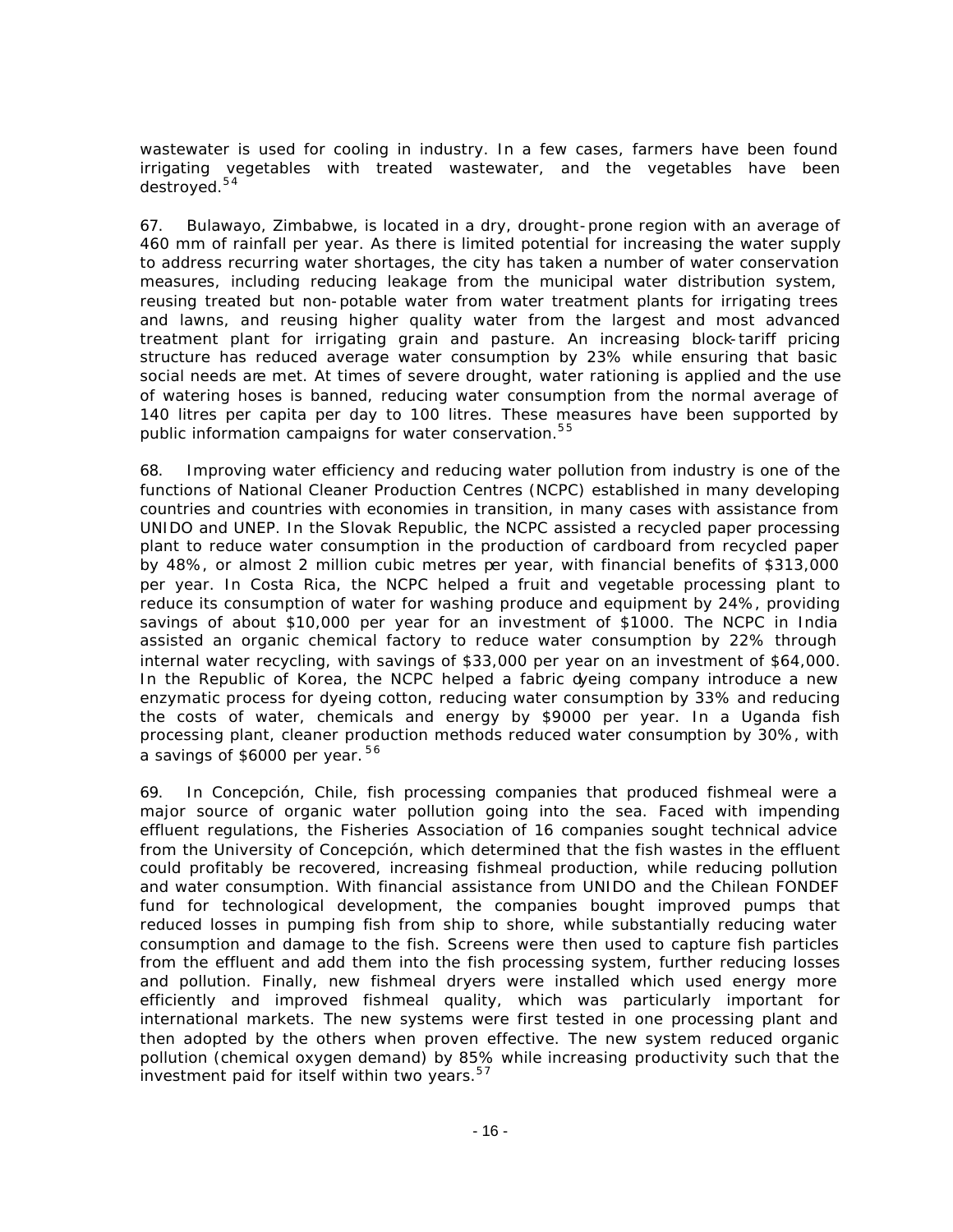wastewater is used for cooling in industry. In a few cases, farmers have been found irrigating vegetables with treated wastewater, and the vegetables have been destroyed.[54]

67. Bulawayo, Zimbabwe, is located in a dry, drought-prone region with an average of 460 mm of rainfall per year. As there is limited potential for increasing the water supply to address recurring water shortages, the city has taken a number of water conservation measures, including reducing leakage from the municipal water distribution system, reusing treated but non-potable water from water treatment plants for irrigating trees and lawns, and reusing higher quality water from the largest and most advanced treatment plant for irrigating grain and pasture. An increasing block-tariff pricing structure has reduced average water consumption by 23% while ensuring that basic social needs are met. At times of severe drought, water rationing is applied and the use of watering hoses is banned, reducing water consumption from the normal average of 140 litres per capita per day to 100 litres. These measures have been supported by public information campaigns for water conservation.[55]

68. Improving water efficiency and reducing water pollution from industry is one of the functions of National Cleaner Production Centres (NCPC) established in many developing countries and countries with economies in transition, in many cases with assistance from UNIDO and UNEP. In the Slovak Republic, the NCPC assisted a recycled paper processing plant to reduce water consumption in the production of cardboard from recycled paper by 48%, or almost 2 million cubic metres per year, with financial benefits of $313,000 per year. In Costa Rica, the NCPC helped a fruit and vegetable processing plant to reduce its consumption of water for washing produce and equipment by 24%, providing savings of about $10,000 per year for an investment of $1000. The NCPC in India assisted an organic chemical factory to reduce water consumption by 22% through internal water recycling, with savings of $33,000 per year on an investment of $64,000. In the Republic of Korea, the NCPC helped a fabric dyeing company introduce a new enzymatic process for dyeing cotton, reducing water consumption by 33% and reducing the costs of water, chemicals and energy by $9000 per year. In a Uganda fish processing plant, cleaner production methods reduced water consumption by 30%, with a savings of $6000 per year.[56]

69. In Concepción, Chile, fish processing companies that produced fishmeal were a major source of organic water pollution going into the sea. Faced with impending effluent regulations, the Fisheries Association of 16 companies sought technical advice from the University of Concepción, which determined that the fish wastes in the effluent could profitably be recovered, increasing fishmeal production, while reducing pollution and water consumption. With financial assistance from UNIDO and the Chilean FONDEF fund for technological development, the companies bought improved pumps that reduced losses in pumping fish from ship to shore, while substantially reducing water consumption and damage to the fish. Screens were then used to capture fish particles from the effluent and add them into the fish processing system, further reducing losses and pollution. Finally, new fishmeal dryers were installed which used energy more efficiently and improved fishmeal quality, which was particularly important for international markets. The new systems were first tested in one processing plant and then adopted by the others when proven effective. The new system reduced organic pollution (chemical oxygen demand) by 85% while increasing productivity such that the investment paid for itself within two years.[57]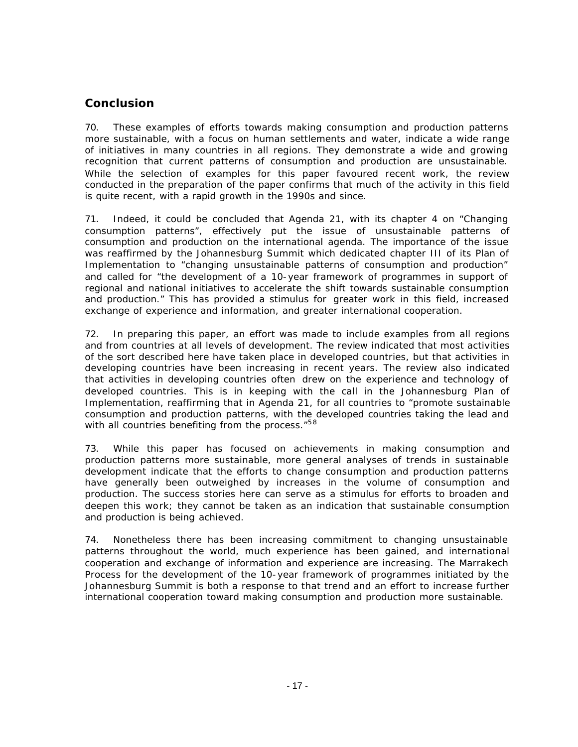## Conclusion

70. These examples of efforts towards making consumption and production patterns more sustainable, with a focus on human settlements and water, indicate a wide range of initiatives in many countries in all regions. They demonstrate a wide and growing recognition that current patterns of consumption and production are unsustainable. While the selection of examples for this paper favoured recent work, the review conducted in the preparation of the paper confirms that much of the activity in this field is quite recent, with a rapid growth in the 1990s and since.

71. Indeed, it could be concluded that Agenda 21, with its chapter 4 on "Changing consumption patterns", effectively put the issue of unsustainable patterns of consumption and production on the international agenda. The importance of the issue was reaffirmed by the Johannesburg Summit which dedicated chapter III of its Plan of Implementation to "changing unsustainable patterns of consumption and production" and called for "the development of a 10-year framework of programmes in support of regional and national initiatives to accelerate the shift towards sustainable consumption and production." This has provided a stimulus for greater work in this field, increased exchange of experience and information, and greater international cooperation.

72. In preparing this paper, an effort was made to include examples from all regions and from countries at all levels of development. The review indicated that most activities of the sort described here have taken place in developed countries, but that activities in developing countries have been increasing in recent years. The review also indicated that activities in developing countries often drew on the experience and technology of developed countries. This is in keeping with the call in the Johannesburg Plan of Implementation, reaffirming that in Agenda 21, for all countries to "promote sustainable consumption and production patterns, with the developed countries taking the lead and with all countries benefiting from the process."[58]

73. While this paper has focused on achievements in making consumption and production patterns more sustainable, more general analyses of trends in sustainable development indicate that the efforts to change consumption and production patterns have generally been outweighed by increases in the volume of consumption and production. The success stories here can serve as a stimulus for efforts to broaden and deepen this work; they cannot be taken as an indication that sustainable consumption and production is being achieved.

74. Nonetheless there has been increasing commitment to changing unsustainable patterns throughout the world, much experience has been gained, and international cooperation and exchange of information and experience are increasing. The Marrakech Process for the development of the 10-year framework of programmes initiated by the Johannesburg Summit is both a response to that trend and an effort to increase further international cooperation toward making consumption and production more sustainable.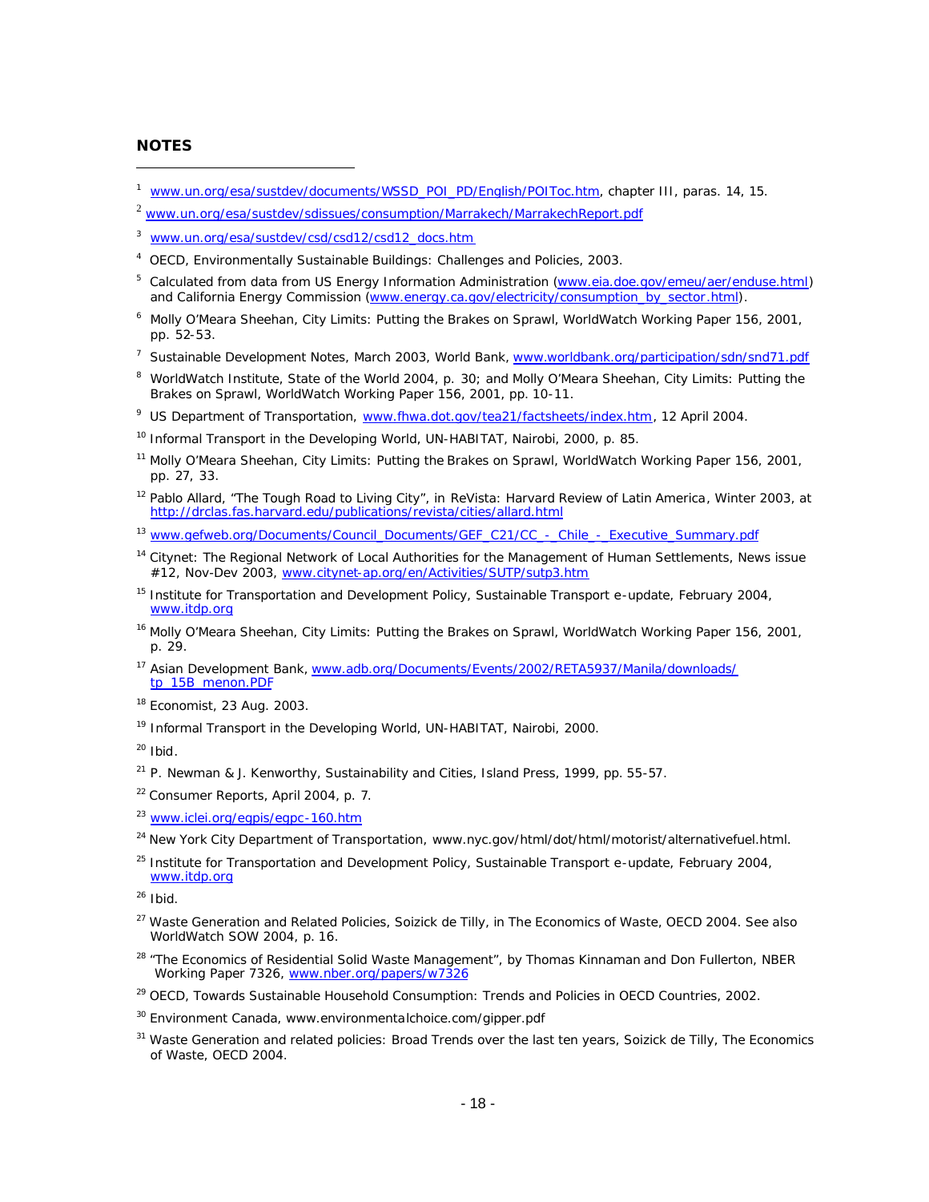## NOTES

1. www.un.org/esa/sustdev/documents/WSSD_POI_PD/English/POIToc.htm, chapter III, paras. 14, 15.
2. www.un.org/esa/sustdev/sdissues/consumption/Marrakech/MarrakechReport.pdf
3. www.un.org/esa/sustdev/csd/csd12/csd12_docs.htm
4. OECD, Environmentally Sustainable Buildings: Challenges and Policies, 2003.
5. Calculated from data from US Energy Information Administration (www.eia.doe.gov/emeu/aer/enduse.html) and California Energy Commission (www.energy.ca.gov/electricity/consumption_by_sector.html).
6. Molly O'Meara Sheehan, City Limits: Putting the Brakes on Sprawl, WorldWatch Working Paper 156, 2001, pp. 52-53.
7. Sustainable Development Notes, March 2003, World Bank, www.worldbank.org/participation/sdn/snd71.pdf
8. WorldWatch Institute, State of the World 2004, p. 30; and Molly O'Meara Sheehan, City Limits: Putting the Brakes on Sprawl, WorldWatch Working Paper 156, 2001, pp. 10-11.
9. US Department of Transportation, www.fhwa.dot.gov/tea21/factsheets/index.htm, 12 April 2004.
10. Informal Transport in the Developing World, UN-HABITAT, Nairobi, 2000, p. 85.
11. Molly O'Meara Sheehan, City Limits: Putting the Brakes on Sprawl, WorldWatch Working Paper 156, 2001, pp. 27, 33.
12. Pablo Allard, "The Tough Road to Living City", in ReVista: Harvard Review of Latin America, Winter 2003, at http://drclas.fas.harvard.edu/publications/revista/cities/allard.html
13. www.gefweb.org/Documents/Council_Documents/GEF_C21/CC_-_Chile_-_Executive_Summary.pdf
14. Citynet: The Regional Network of Local Authorities for the Management of Human Settlements, News issue #12, Nov-Dev 2003, www.citynet-ap.org/en/Activities/SUTP/sutp3.htm
15. Institute for Transportation and Development Policy, Sustainable Transport e-update, February 2004, www.itdp.org
16. Molly O'Meara Sheehan, City Limits: Putting the Brakes on Sprawl, WorldWatch Working Paper 156, 2001, p. 29.
17. Asian Development Bank, www.adb.org/Documents/Events/2002/RETA5937/Manila/downloads/tp_15B_menon.PDF
18. Economist, 23 Aug. 2003.
19. Informal Transport in the Developing World, UN-HABITAT, Nairobi, 2000.
20. Ibid.
21. P. Newman & J. Kenworthy, Sustainability and Cities, Island Press, 1999, pp. 55-57.
22. Consumer Reports, April 2004, p. 7.
23. www.iclei.org/egpis/egpc-160.htm
24. New York City Department of Transportation, www.nyc.gov/html/dot/html/motorist/alternativefuel.html.
25. Institute for Transportation and Development Policy, Sustainable Transport e-update, February 2004, www.itdp.org
26. Ibid.
27. Waste Generation and Related Policies, Soizick de Tilly, in The Economics of Waste, OECD 2004. See also WorldWatch SOW 2004, p. 16.
28. "The Economics of Residential Solid Waste Management", by Thomas Kinnaman and Don Fullerton, NBER Working Paper 7326, www.nber.org/papers/w7326
29. OECD, Towards Sustainable Household Consumption: Trends and Policies in OECD Countries, 2002.
30. Environment Canada, www.environmentalchoice.com/gipper.pdf
31. Waste Generation and related policies: Broad Trends over the last ten years, Soizick de Tilly, The Economics of Waste, OECD 2004.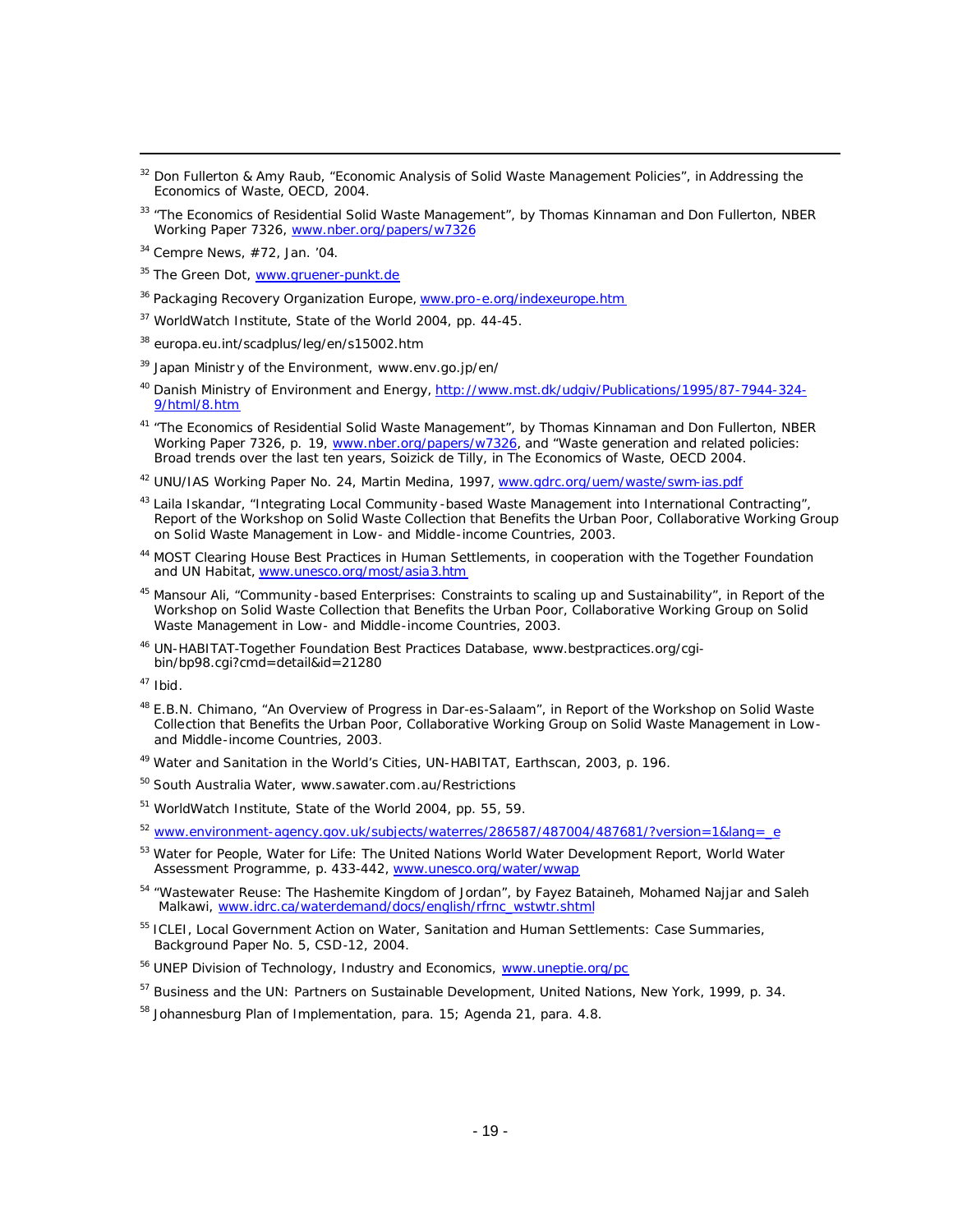[32] Don Fullerton & Amy Raub, "Economic Analysis of Solid Waste Management Policies", in Addressing the Economics of Waste, OECD, 2004.

[33] "The Economics of Residential Solid Waste Management", by Thomas Kinnaman and Don Fullerton, NBER Working Paper 7326, www.nber.org/papers/w7326

[34] Cempre News, #72, Jan. '04.

[35] The Green Dot, www.gruener-punkt.de

[36] Packaging Recovery Organization Europe, www.pro-e.org/indexeurope.htm

[37] WorldWatch Institute, State of the World 2004, pp. 44-45.

[38] europa.eu.int/scadplus/leg/en/s15002.htm

[39] Japan Ministry of the Environment, www.env.go.jp/en/

[40] Danish Ministry of Environment and Energy, http://www.mst.dk/udgiv/Publications/1995/87-7944-324-9/html/8.htm

[41] "The Economics of Residential Solid Waste Management", by Thomas Kinnaman and Don Fullerton, NBER Working Paper 7326, p. 19, www.nber.org/papers/w7326, and "Waste generation and related policies: Broad trends over the last ten years, Soizick de Tilly, in The Economics of Waste, OECD 2004.

[42] UNU/IAS Working Paper No. 24, Martin Medina, 1997, www.gdrc.org/uem/waste/swm-ias.pdf

[43] Laila Iskandar, "Integrating Local Community-based Waste Management into International Contracting", Report of the Workshop on Solid Waste Collection that Benefits the Urban Poor, Collaborative Working Group on Solid Waste Management in Low- and Middle-income Countries, 2003.

[44] MOST Clearing House Best Practices in Human Settlements, in cooperation with the Together Foundation and UN Habitat, www.unesco.org/most/asia3.htm

[45] Mansour Ali, "Community-based Enterprises: Constraints to scaling up and Sustainability", in Report of the Workshop on Solid Waste Collection that Benefits the Urban Poor, Collaborative Working Group on Solid Waste Management in Low- and Middle-income Countries, 2003.

[46] UN-HABITAT-Together Foundation Best Practices Database, www.bestpractices.org/cgi-bin/bp98.cgi?cmd=detail&id=21280

[47] Ibid.

[48] E.B.N. Chimano, "An Overview of Progress in Dar-es-Salaam", in Report of the Workshop on Solid Waste Collection that Benefits the Urban Poor, Collaborative Working Group on Solid Waste Management in Low- and Middle-income Countries, 2003.

[49] Water and Sanitation in the World's Cities, UN-HABITAT, Earthscan, 2003, p. 196.

[50] South Australia Water, www.sawater.com.au/Restrictions

[51] WorldWatch Institute, State of the World 2004, pp. 55, 59.

[52] www.environment-agency.gov.uk/subjects/waterres/286587/487004/487681/?version=1&lang=_e

[53] Water for People, Water for Life: The United Nations World Water Development Report, World Water Assessment Programme, p. 433-442, www.unesco.org/water/wwap

[54] "Wastewater Reuse: The Hashemite Kingdom of Jordan", by Fayez Bataineh, Mohamed Najjar and Saleh Malkawi, www.idrc.ca/waterdemand/docs/english/rfrnc_wstwtr.shtml

[55] ICLEI, Local Government Action on Water, Sanitation and Human Settlements: Case Summaries, Background Paper No. 5, CSD-12, 2004.

[56] UNEP Division of Technology, Industry and Economics, www.uneptie.org/pc

[57] Business and the UN: Partners on Sustainable Development, United Nations, New York, 1999, p. 34.

[58] Johannesburg Plan of Implementation, para. 15; Agenda 21, para. 4.8.